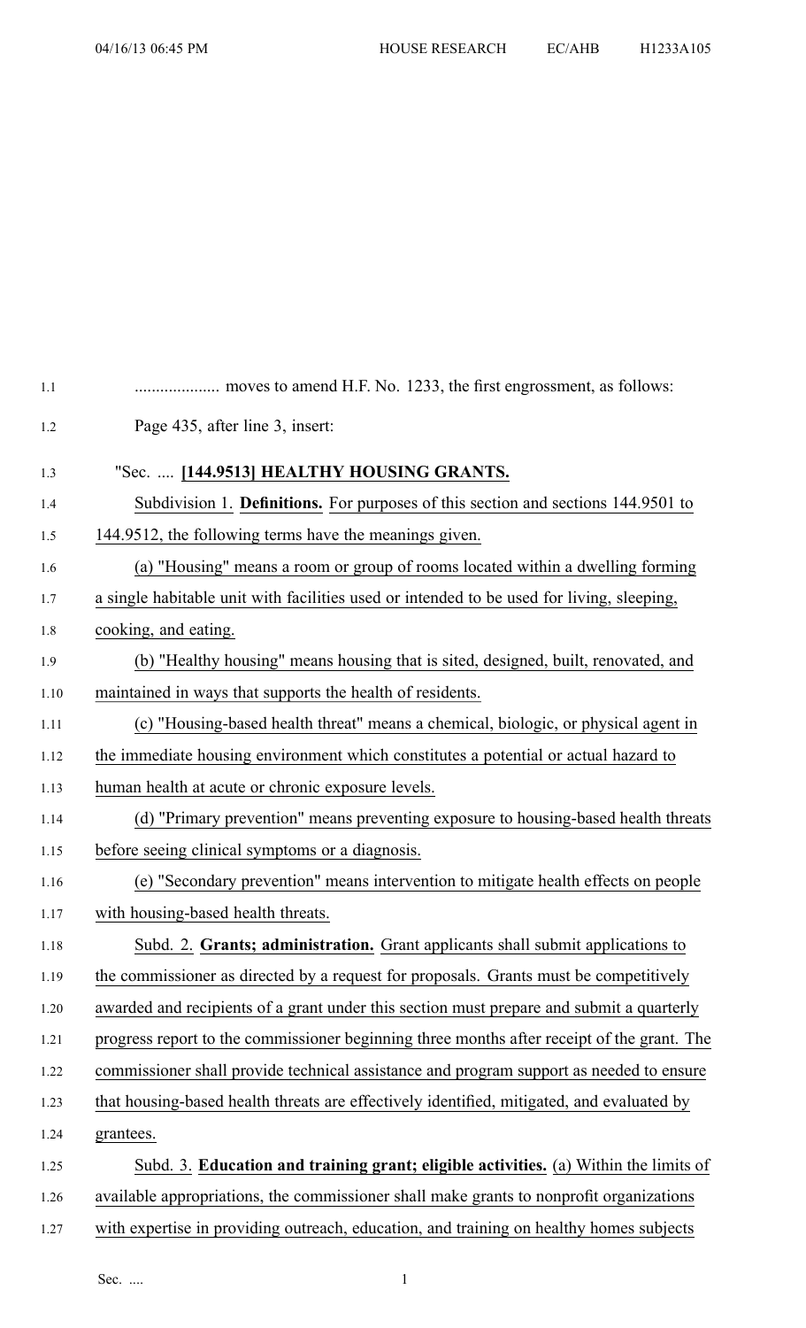.................... moves to amend H.F. No. 1233, the first engrossment, as follows:

Page 435, after line 3, insert:

"Sec. .... **[144.9513] HEALTHY HOUSING GRANTS.**

Subdivision 1. **Definitions.** For purposes of this section and sections 144.9501 to 144.9512, the following terms have the meanings given.

(a) "Housing" means a room or group of rooms located within a dwelling forming a single habitable unit with facilities used or intended to be used for living, sleeping, cooking, and eating.

(b) "Healthy housing" means housing that is sited, designed, built, renovated, and maintained in ways that supports the health of residents.

(c) "Housing-based health threat" means a chemical, biologic, or physical agent in the immediate housing environment which constitutes a potential or actual hazard to human health at acute or chronic exposure levels.

(d) "Primary prevention" means preventing exposure to housing-based health threats before seeing clinical symptoms or a diagnosis.

(e) "Secondary prevention" means intervention to mitigate health effects on people with housing-based health threats.

Subd. 2. **Grants; administration.** Grant applicants shall submit applications to the commissioner as directed by a request for proposals. Grants must be competitively awarded and recipients of a grant under this section must prepare and submit a quarterly progress report to the commissioner beginning three months after receipt of the grant. The commissioner shall provide technical assistance and program support as needed to ensure that housing-based health threats are effectively identified, mitigated, and evaluated by grantees.

Subd. 3. **Education and training grant; eligible activities.** (a) Within the limits of available appropriations, the commissioner shall make grants to nonprofit organizations with expertise in providing outreach, education, and training on healthy homes subjects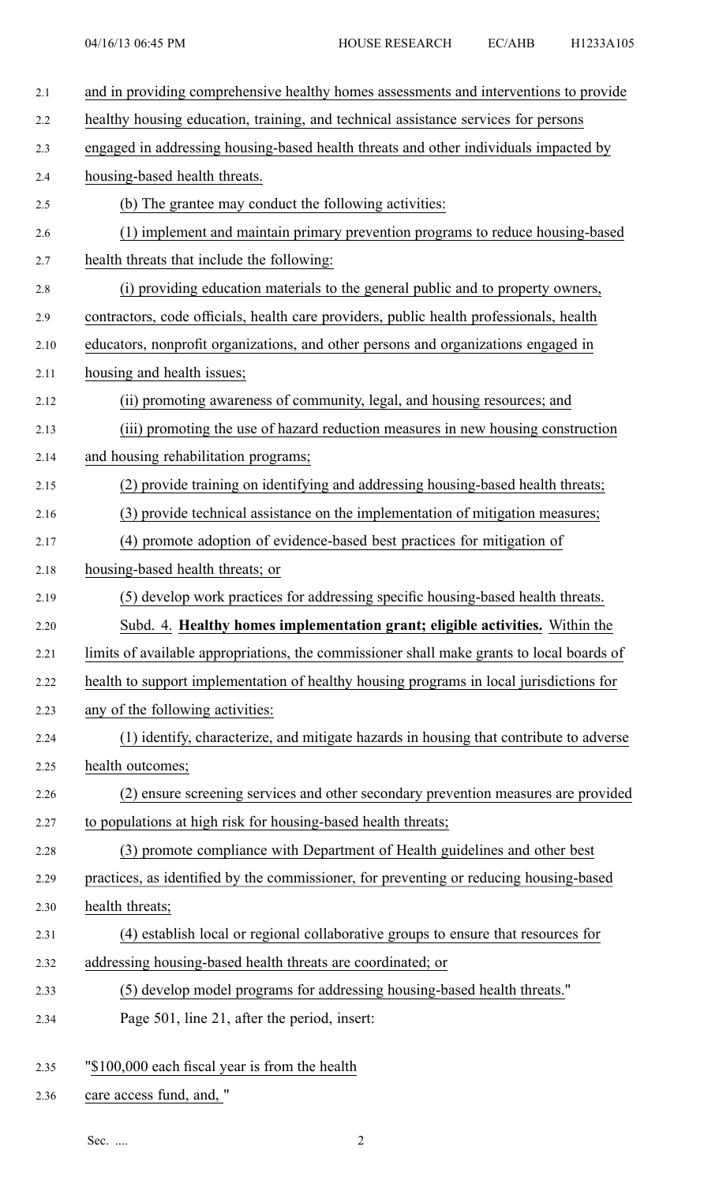and in providing comprehensive healthy homes assessments and interventions to provide healthy housing education, training, and technical assistance services for persons engaged in addressing housing-based health threats and other individuals impacted by housing-based health threats.

(b) The grantee may conduct the following activities:

(1) implement and maintain primary prevention programs to reduce housing-based health threats that include the following:

(i) providing education materials to the general public and to property owners, contractors, code officials, health care providers, public health professionals, health educators, nonprofit organizations, and other persons and organizations engaged in housing and health issues;

(ii) promoting awareness of community, legal, and housing resources; and

(iii) promoting the use of hazard reduction measures in new housing construction and housing rehabilitation programs;

(2) provide training on identifying and addressing housing-based health threats;

(3) provide technical assistance on the implementation of mitigation measures;

(4) promote adoption of evidence-based best practices for mitigation of housing-based health threats; or

(5) develop work practices for addressing specific housing-based health threats.

Subd. 4. **Healthy homes implementation grant; eligible activities.** Within the limits of available appropriations, the commissioner shall make grants to local boards of health to support implementation of healthy housing programs in local jurisdictions for any of the following activities:

(1) identify, characterize, and mitigate hazards in housing that contribute to adverse health outcomes;

(2) ensure screening services and other secondary prevention measures are provided to populations at high risk for housing-based health threats;

(3) promote compliance with Department of Health guidelines and other best practices, as identified by the commissioner, for preventing or reducing housing-based health threats;

(4) establish local or regional collaborative groups to ensure that resources for addressing housing-based health threats are coordinated; or

(5) develop model programs for addressing housing-based health threats."

Page 501, line 21, after the period, insert:

"$100,000 each fiscal year is from the health care access fund, and, "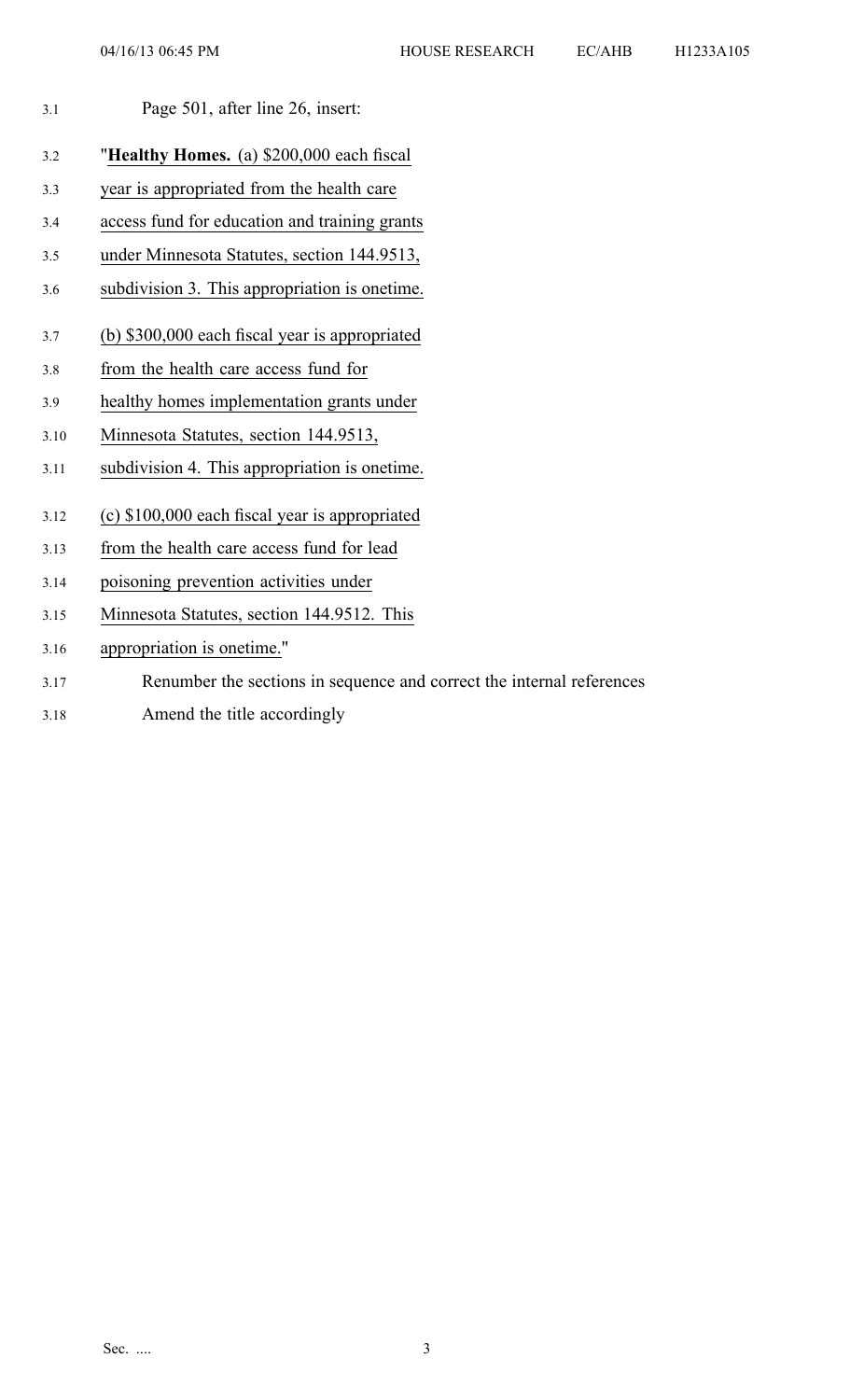Page 501, after line 26, insert:

"**Healthy Homes.** (a) $200,000 each fiscal year is appropriated from the health care access fund for education and training grants under Minnesota Statutes, section 144.9513, subdivision 3. This appropriation is onetime.

(b) $300,000 each fiscal year is appropriated from the health care access fund for healthy homes implementation grants under Minnesota Statutes, section 144.9513, subdivision 4. This appropriation is onetime.

(c) $100,000 each fiscal year is appropriated from the health care access fund for lead poisoning prevention activities under Minnesota Statutes, section 144.9512. This appropriation is onetime."

Renumber the sections in sequence and correct the internal references

Amend the title accordingly